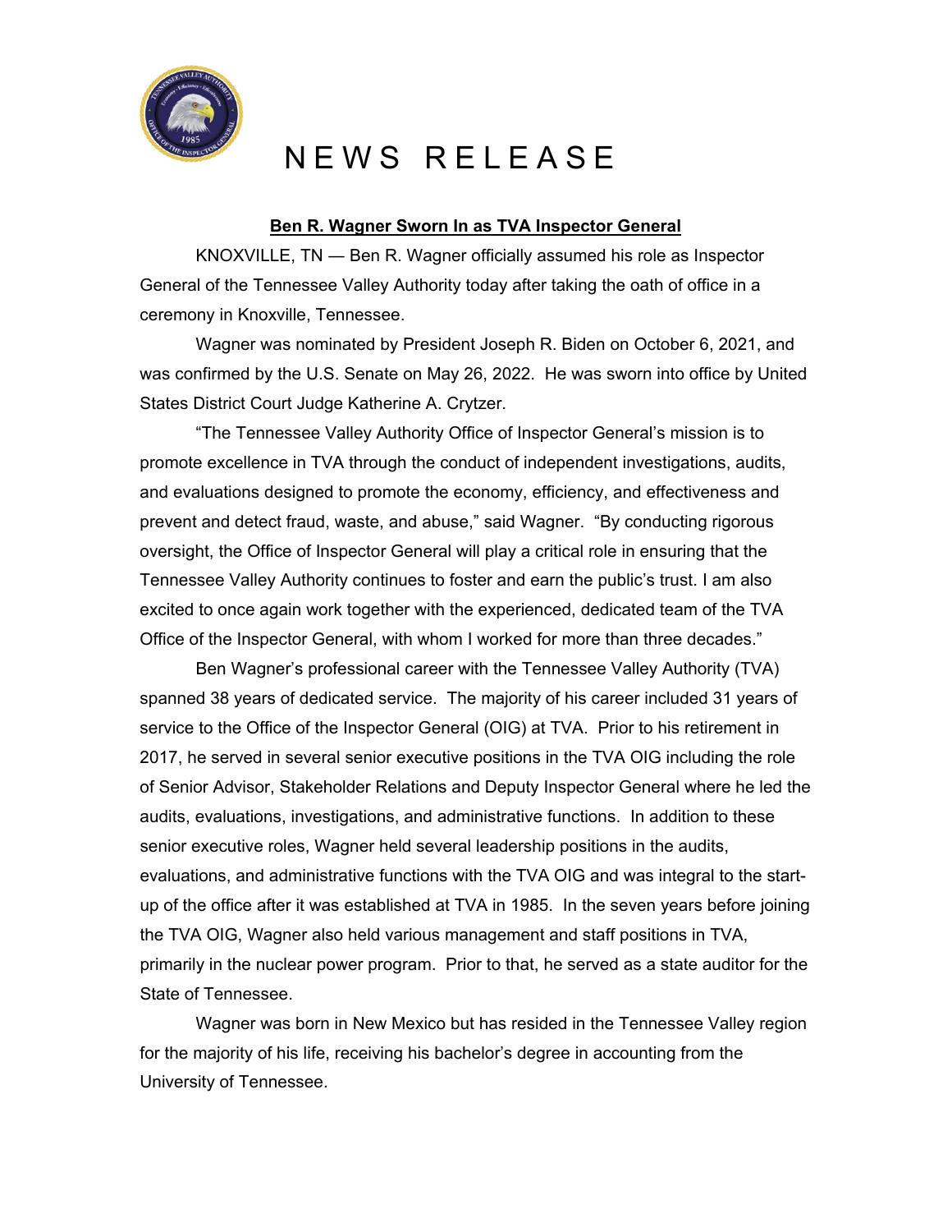# NEWS RELEASE

**Ben R. Wagner Sworn In as TVA Inspector General**

KNOXVILLE, TN — Ben R. Wagner officially assumed his role as Inspector General of the Tennessee Valley Authority today after taking the oath of office in a ceremony in Knoxville, Tennessee.

Wagner was nominated by President Joseph R. Biden on October 6, 2021, and was confirmed by the U.S. Senate on May 26, 2022. He was sworn into office by United States District Court Judge Katherine A. Crytzer.

"The Tennessee Valley Authority Office of Inspector General's mission is to promote excellence in TVA through the conduct of independent investigations, audits, and evaluations designed to promote the economy, efficiency, and effectiveness and prevent and detect fraud, waste, and abuse," said Wagner. "By conducting rigorous oversight, the Office of Inspector General will play a critical role in ensuring that the Tennessee Valley Authority continues to foster and earn the public's trust. I am also excited to once again work together with the experienced, dedicated team of the TVA Office of the Inspector General, with whom I worked for more than three decades."

Ben Wagner's professional career with the Tennessee Valley Authority (TVA) spanned 38 years of dedicated service. The majority of his career included 31 years of service to the Office of the Inspector General (OIG) at TVA. Prior to his retirement in 2017, he served in several senior executive positions in the TVA OIG including the role of Senior Advisor, Stakeholder Relations and Deputy Inspector General where he led the audits, evaluations, investigations, and administrative functions. In addition to these senior executive roles, Wagner held several leadership positions in the audits, evaluations, and administrative functions with the TVA OIG and was integral to the start-up of the office after it was established at TVA in 1985. In the seven years before joining the TVA OIG, Wagner also held various management and staff positions in TVA, primarily in the nuclear power program. Prior to that, he served as a state auditor for the State of Tennessee.

Wagner was born in New Mexico but has resided in the Tennessee Valley region for the majority of his life, receiving his bachelor's degree in accounting from the University of Tennessee.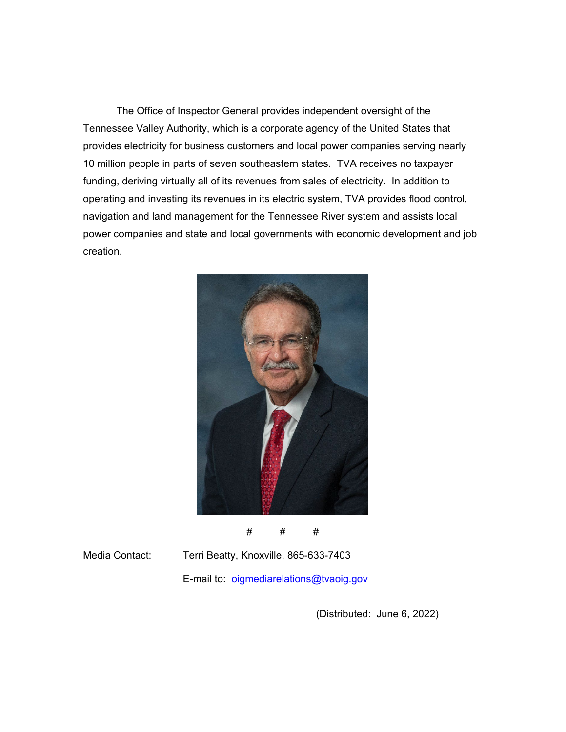The Office of Inspector General provides independent oversight of the Tennessee Valley Authority, which is a corporate agency of the United States that provides electricity for business customers and local power companies serving nearly 10 million people in parts of seven southeastern states. TVA receives no taxpayer funding, deriving virtually all of its revenues from sales of electricity. In addition to operating and investing its revenues in its electric system, TVA provides flood control, navigation and land management for the Tennessee River system and assists local power companies and state and local governments with economic development and job creation.

\# # #

Media Contact: Terri Beatty, Knoxville, 865-633-7403

E-mail to: oigmediarelations@tvaoig.gov

(Distributed: June 6, 2022)